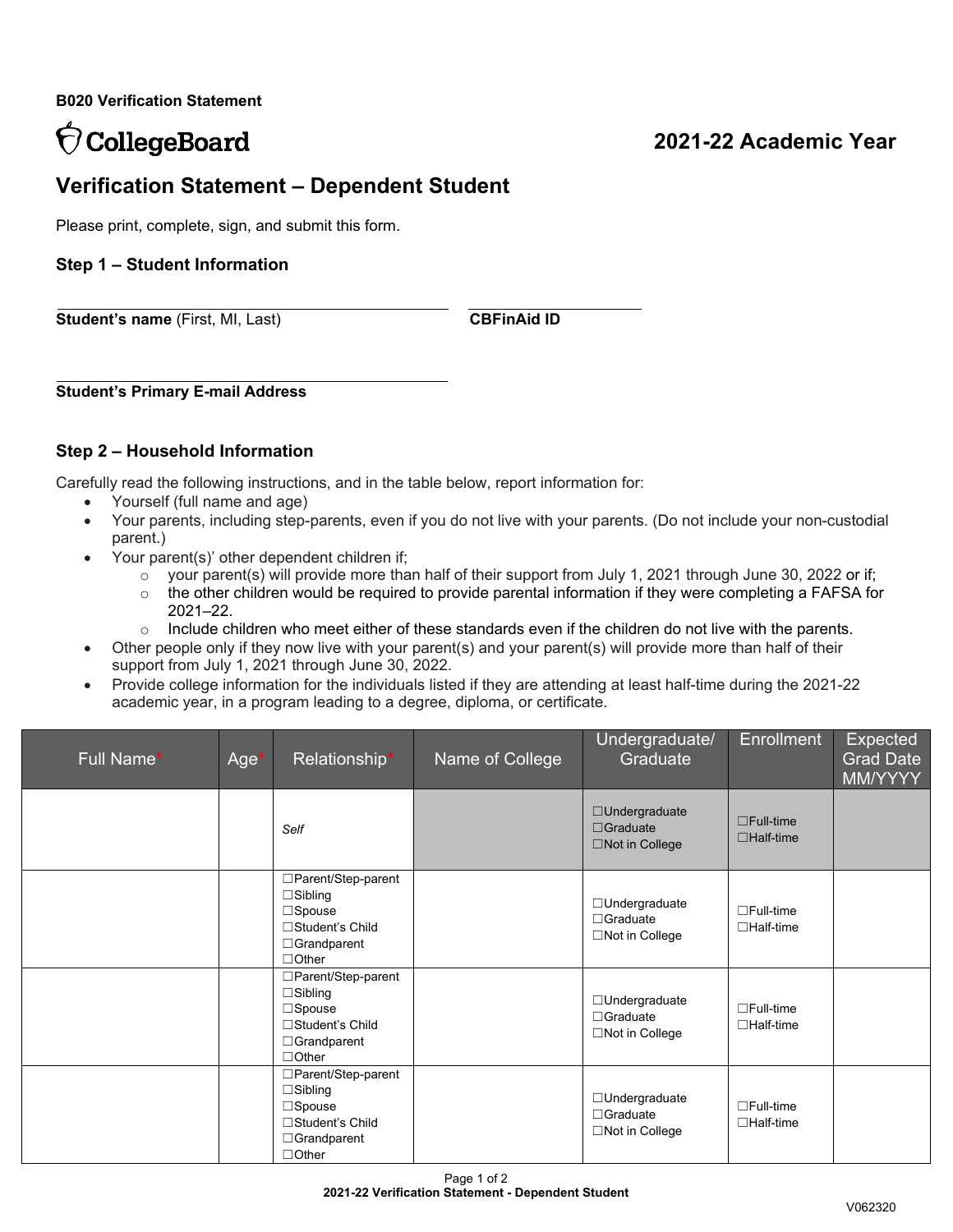**B020 Verification Statement**

CollegeBoard

## 2021-22 Academic Year

# Verification Statement – Dependent Student

Please print, complete, sign, and submit this form.

### Step 1 – Student Information

**Student's name** (First, MI, Last)

**CBFinAid ID**

**Student's Primary E-mail Address**

### Step 2 – Household Information

Carefully read the following instructions, and in the table below, report information for:

- Yourself (full name and age)
- Your parents, including step-parents, even if you do not live with your parents. (Do not include your non-custodial parent.)
- Your parent(s)' other dependent children if;
  - your parent(s) will provide more than half of their support from July 1, 2021 through June 30, 2022 or if;
  - the other children would be required to provide parental information if they were completing a FAFSA for 2021–22.
  - Include children who meet either of these standards even if the children do not live with the parents.
- Other people only if they now live with your parent(s) and your parent(s) will provide more than half of their support from July 1, 2021 through June 30, 2022.
- Provide college information for the individuals listed if they are attending at least half-time during the 2021-22 academic year, in a program leading to a degree, diploma, or certificate.

| Full Name* | Age* | Relationship* | Name of College | Undergraduate/ Graduate | Enrollment | Expected Grad Date MM/YYYY |
|---|---|---|---|---|---|---|
| | | *Self* | | ☐Undergraduate ☐Graduate ☐Not in College | ☐Full-time ☐Half-time | |
| | | ☐Parent/Step-parent ☐Sibling ☐Spouse ☐Student's Child ☐Grandparent ☐Other | | ☐Undergraduate ☐Graduate ☐Not in College | ☐Full-time ☐Half-time | |
| | | ☐Parent/Step-parent ☐Sibling ☐Spouse ☐Student's Child ☐Grandparent ☐Other | | ☐Undergraduate ☐Graduate ☐Not in College | ☐Full-time ☐Half-time | |
| | | ☐Parent/Step-parent ☐Sibling ☐Spouse ☐Student's Child ☐Grandparent ☐Other | | ☐Undergraduate ☐Graduate ☐Not in College | ☐Full-time ☐Half-time | |

V062320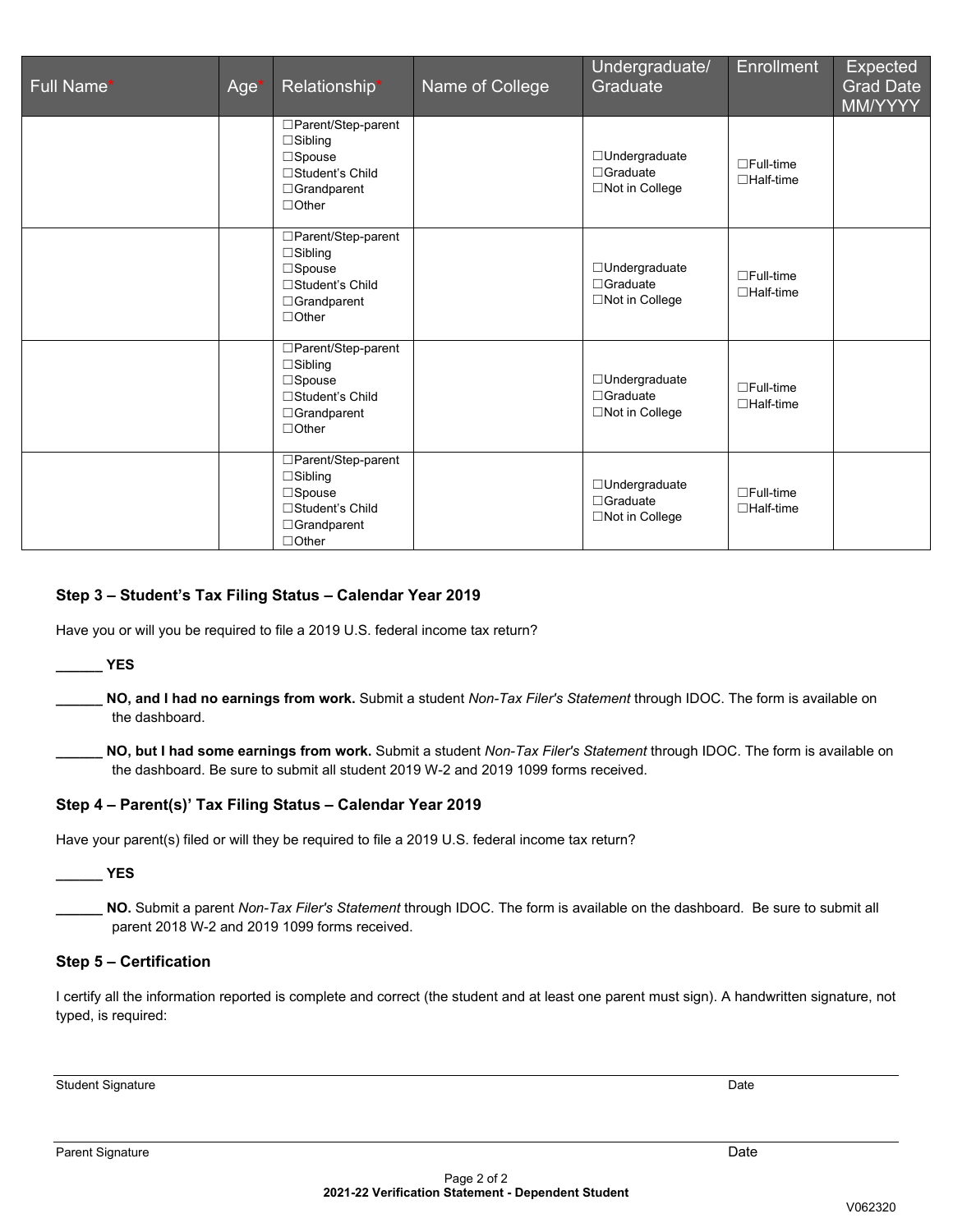| Full Name* | Age* | Relationship* | Name of College | Undergraduate/ Graduate | Enrollment | Expected Grad Date MM/YYYY |
|---|---|---|---|---|---|---|
| | | ☐Parent/Step-parent ☐Sibling ☐Spouse ☐Student's Child ☐Grandparent ☐Other | | ☐Undergraduate ☐Graduate ☐Not in College | ☐Full-time ☐Half-time | |
| | | ☐Parent/Step-parent ☐Sibling ☐Spouse ☐Student's Child ☐Grandparent ☐Other | | ☐Undergraduate ☐Graduate ☐Not in College | ☐Full-time ☐Half-time | |
| | | ☐Parent/Step-parent ☐Sibling ☐Spouse ☐Student's Child ☐Grandparent ☐Other | | ☐Undergraduate ☐Graduate ☐Not in College | ☐Full-time ☐Half-time | |
| | | ☐Parent/Step-parent ☐Sibling ☐Spouse ☐Student's Child ☐Grandparent ☐Other | | ☐Undergraduate ☐Graduate ☐Not in College | ☐Full-time ☐Half-time | |

### Step 3 – Student's Tax Filing Status – Calendar Year 2019

Have you or will you be required to file a 2019 U.S. federal income tax return?

**______ YES**

**______ NO, and I had no earnings from work.** Submit a student *Non-Tax Filer's Statement* through IDOC. The form is available on the dashboard.

**______ NO, but I had some earnings from work.** Submit a student *Non-Tax Filer's Statement* through IDOC. The form is available on the dashboard. Be sure to submit all student 2019 W-2 and 2019 1099 forms received.

### Step 4 – Parent(s)' Tax Filing Status – Calendar Year 2019

Have your parent(s) filed or will they be required to file a 2019 U.S. federal income tax return?

**______ YES**

**______ NO.** Submit a parent *Non-Tax Filer's Statement* through IDOC. The form is available on the dashboard. Be sure to submit all parent 2018 W-2 and 2019 1099 forms received.

### Step 5 – Certification

I certify all the information reported is complete and correct (the student and at least one parent must sign). A handwritten signature, not typed, is required:

Student Signature _______________________________ Date __________

Parent Signature _______________________________ Date __________

**2021-22 Verification Statement - Dependent Student**

V062320